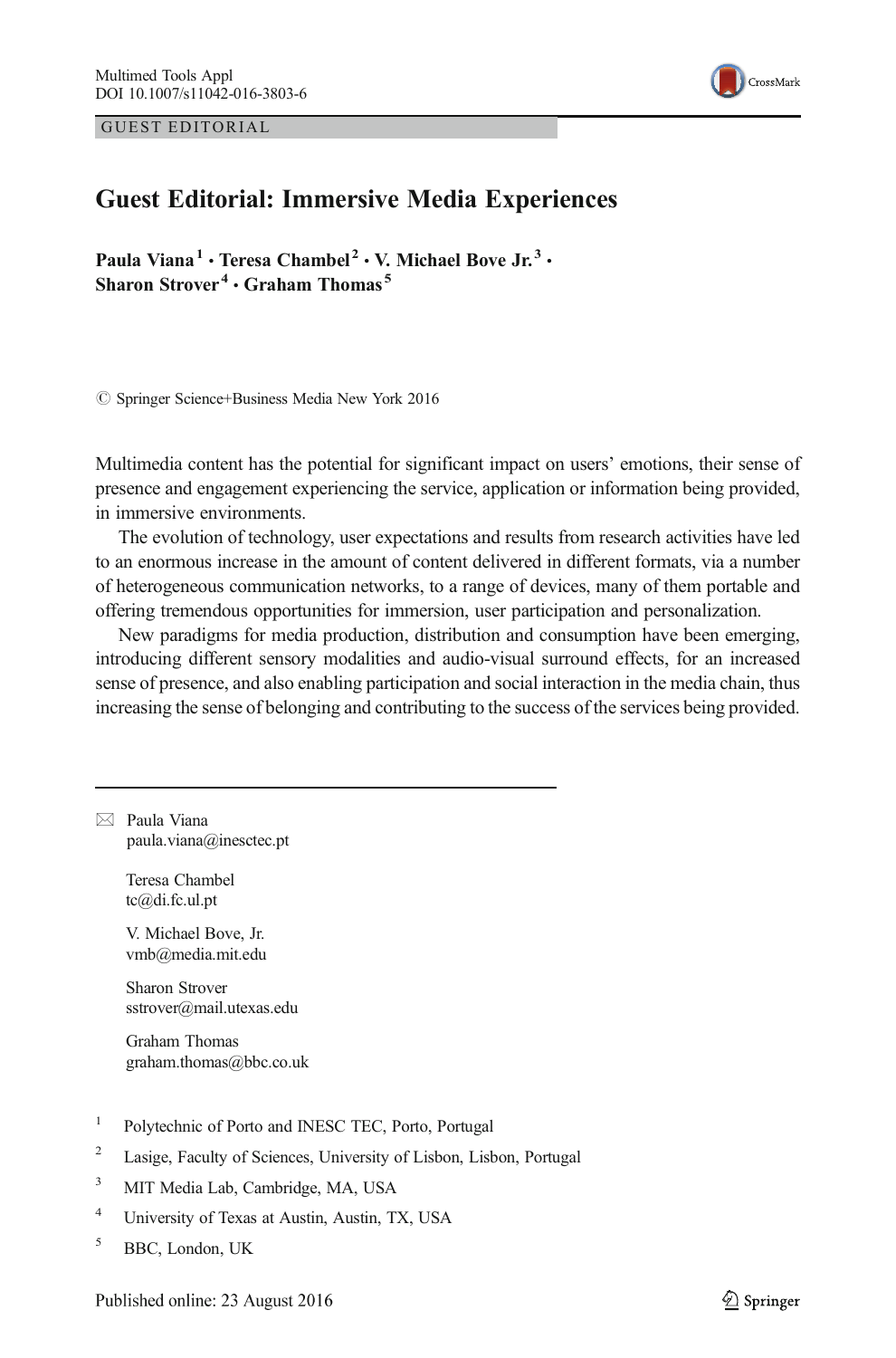GUEST EDITORIAL

# Guest Editorial: Immersive Media Experiences

**Paula Viana[1] · Teresa Chambel[2] · V. Michael Bove Jr.[3] · Sharon Strover[4] · Graham Thomas[5]**

© Springer Science+Business Media New York 2016

Multimedia content has the potential for significant impact on users' emotions, their sense of presence and engagement experiencing the service, application or information being provided, in immersive environments.

The evolution of technology, user expectations and results from research activities have led to an enormous increase in the amount of content delivered in different formats, via a number of heterogeneous communication networks, to a range of devices, many of them portable and offering tremendous opportunities for immersion, user participation and personalization.

New paradigms for media production, distribution and consumption have been emerging, introducing different sensory modalities and audio-visual surround effects, for an increased sense of presence, and also enabling participation and social interaction in the media chain, thus increasing the sense of belonging and contributing to the success of the services being provided.

---

✉ Paula Viana
paula.viana@inesctec.pt

Teresa Chambel
tc@di.fc.ul.pt

V. Michael Bove, Jr.
vmb@media.mit.edu

Sharon Strover
sstrover@mail.utexas.edu

Graham Thomas
graham.thomas@bbc.co.uk

[1] Polytechnic of Porto and INESC TEC, Porto, Portugal

[2] Lasige, Faculty of Sciences, University of Lisbon, Lisbon, Portugal

[3] MIT Media Lab, Cambridge, MA, USA

[4] University of Texas at Austin, Austin, TX, USA

[5] BBC, London, UK

Published online: 23 August 2016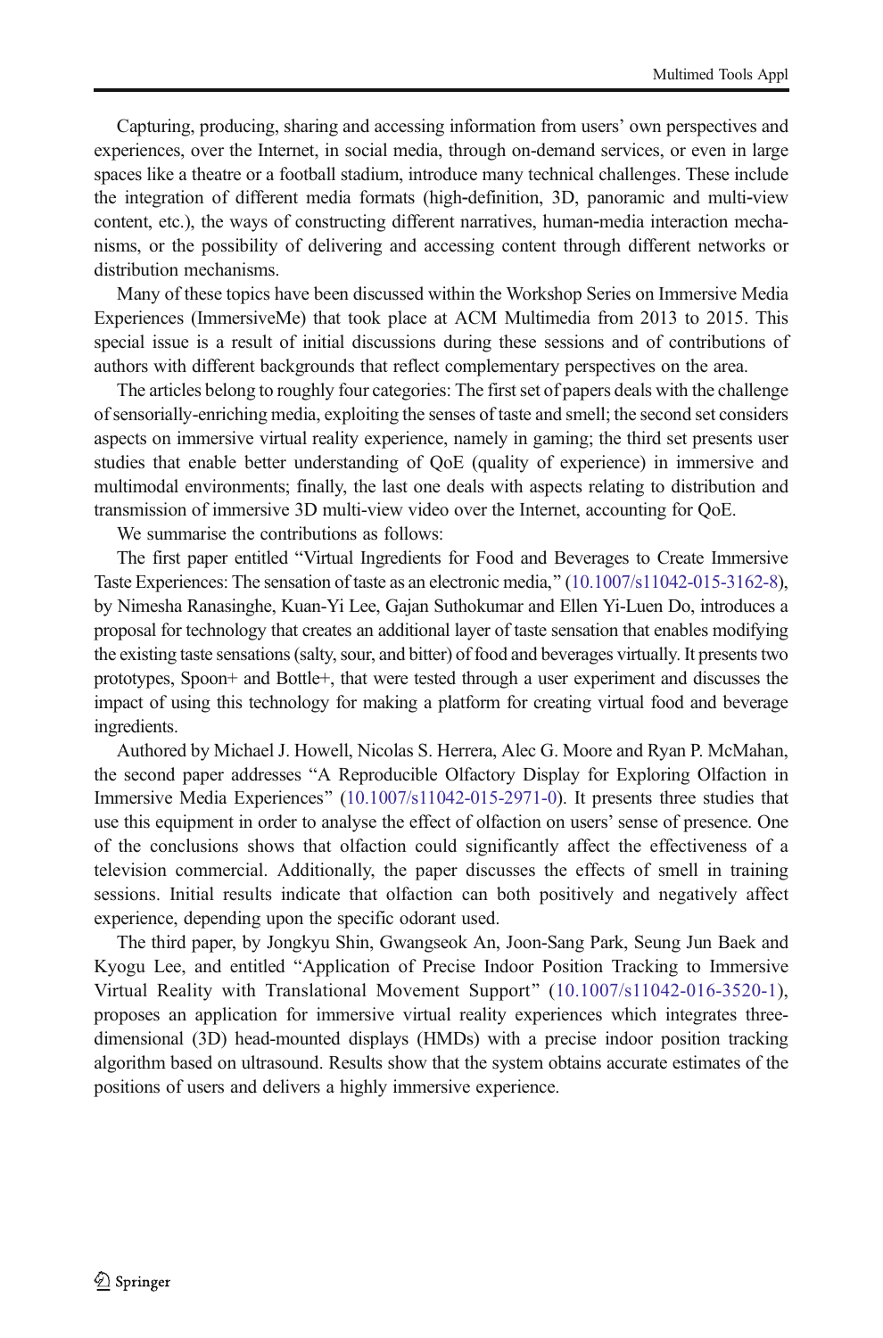Capturing, producing, sharing and accessing information from users' own perspectives and experiences, over the Internet, in social media, through on-demand services, or even in large spaces like a theatre or a football stadium, introduce many technical challenges. These include the integration of different media formats (high-definition, 3D, panoramic and multi-view content, etc.), the ways of constructing different narratives, human-media interaction mechanisms, or the possibility of delivering and accessing content through different networks or distribution mechanisms.

Many of these topics have been discussed within the Workshop Series on Immersive Media Experiences (ImmersiveMe) that took place at ACM Multimedia from 2013 to 2015. This special issue is a result of initial discussions during these sessions and of contributions of authors with different backgrounds that reflect complementary perspectives on the area.

The articles belong to roughly four categories: The first set of papers deals with the challenge of sensorially-enriching media, exploiting the senses of taste and smell; the second set considers aspects on immersive virtual reality experience, namely in gaming; the third set presents user studies that enable better understanding of QoE (quality of experience) in immersive and multimodal environments; finally, the last one deals with aspects relating to distribution and transmission of immersive 3D multi-view video over the Internet, accounting for QoE.

We summarise the contributions as follows:

The first paper entitled "Virtual Ingredients for Food and Beverages to Create Immersive Taste Experiences: The sensation of taste as an electronic media," (10.1007/s11042-015-3162-8), by Nimesha Ranasinghe, Kuan-Yi Lee, Gajan Suthokumar and Ellen Yi-Luen Do, introduces a proposal for technology that creates an additional layer of taste sensation that enables modifying the existing taste sensations (salty, sour, and bitter) of food and beverages virtually. It presents two prototypes, Spoon+ and Bottle+, that were tested through a user experiment and discusses the impact of using this technology for making a platform for creating virtual food and beverage ingredients.

Authored by Michael J. Howell, Nicolas S. Herrera, Alec G. Moore and Ryan P. McMahan, the second paper addresses "A Reproducible Olfactory Display for Exploring Olfaction in Immersive Media Experiences" (10.1007/s11042-015-2971-0). It presents three studies that use this equipment in order to analyse the effect of olfaction on users' sense of presence. One of the conclusions shows that olfaction could significantly affect the effectiveness of a television commercial. Additionally, the paper discusses the effects of smell in training sessions. Initial results indicate that olfaction can both positively and negatively affect experience, depending upon the specific odorant used.

The third paper, by Jongkyu Shin, Gwangseok An, Joon-Sang Park, Seung Jun Baek and Kyogu Lee, and entitled "Application of Precise Indoor Position Tracking to Immersive Virtual Reality with Translational Movement Support" (10.1007/s11042-016-3520-1), proposes an application for immersive virtual reality experiences which integrates three-dimensional (3D) head-mounted displays (HMDs) with a precise indoor position tracking algorithm based on ultrasound. Results show that the system obtains accurate estimates of the positions of users and delivers a highly immersive experience.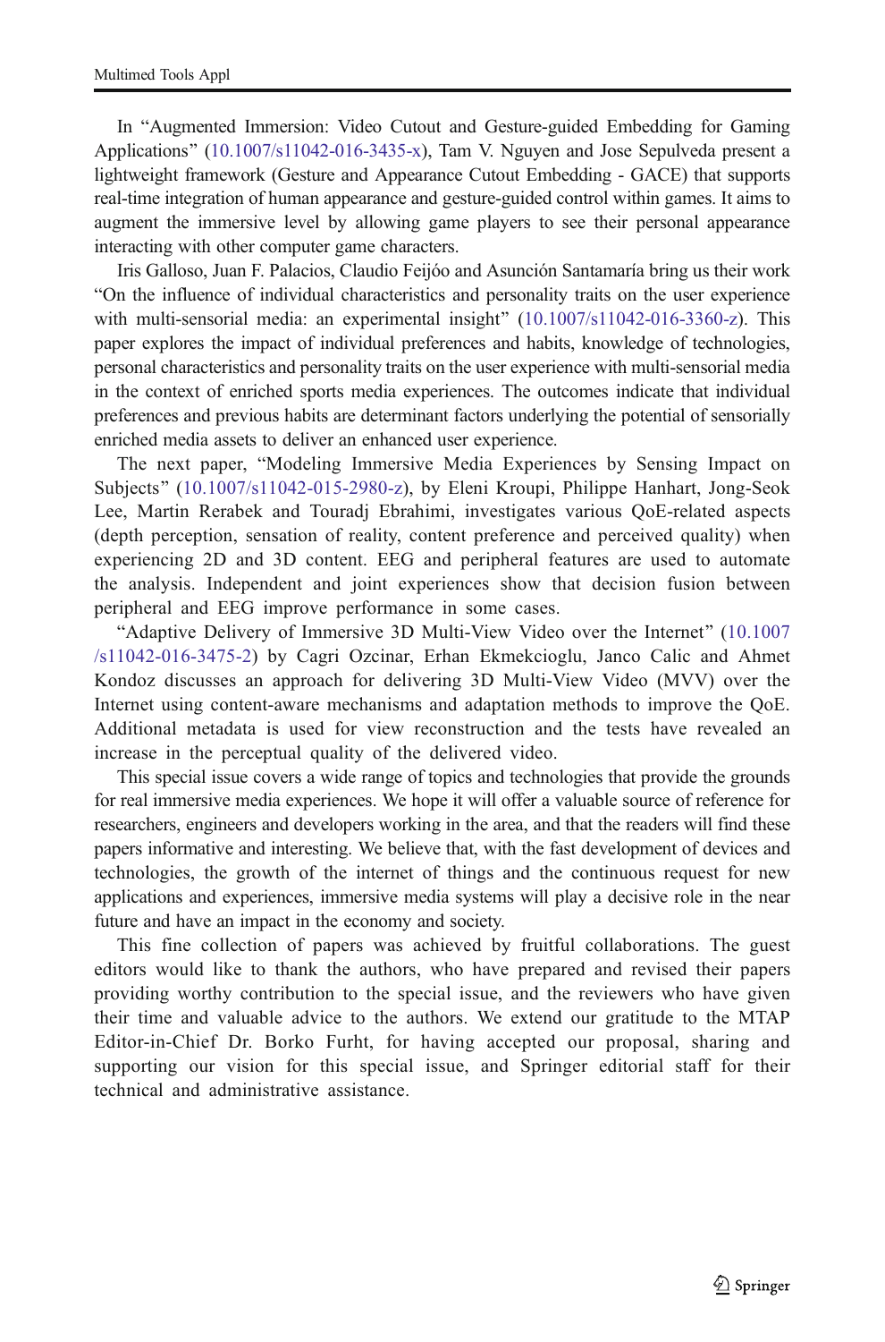In "Augmented Immersion: Video Cutout and Gesture-guided Embedding for Gaming Applications" (10.1007/s11042-016-3435-x), Tam V. Nguyen and Jose Sepulveda present a lightweight framework (Gesture and Appearance Cutout Embedding - GACE) that supports real-time integration of human appearance and gesture-guided control within games. It aims to augment the immersive level by allowing game players to see their personal appearance interacting with other computer game characters.

Iris Galloso, Juan F. Palacios, Claudio Feijóo and Asunción Santamaría bring us their work "On the influence of individual characteristics and personality traits on the user experience with multi-sensorial media: an experimental insight" (10.1007/s11042-016-3360-z). This paper explores the impact of individual preferences and habits, knowledge of technologies, personal characteristics and personality traits on the user experience with multi-sensorial media in the context of enriched sports media experiences. The outcomes indicate that individual preferences and previous habits are determinant factors underlying the potential of sensorially enriched media assets to deliver an enhanced user experience.

The next paper, "Modeling Immersive Media Experiences by Sensing Impact on Subjects" (10.1007/s11042-015-2980-z), by Eleni Kroupi, Philippe Hanhart, Jong-Seok Lee, Martin Rerabek and Touradj Ebrahimi, investigates various QoE-related aspects (depth perception, sensation of reality, content preference and perceived quality) when experiencing 2D and 3D content. EEG and peripheral features are used to automate the analysis. Independent and joint experiences show that decision fusion between peripheral and EEG improve performance in some cases.

"Adaptive Delivery of Immersive 3D Multi-View Video over the Internet" (10.1007/s11042-016-3475-2) by Cagri Ozcinar, Erhan Ekmekcioglu, Janco Calic and Ahmet Kondoz discusses an approach for delivering 3D Multi-View Video (MVV) over the Internet using content-aware mechanisms and adaptation methods to improve the QoE. Additional metadata is used for view reconstruction and the tests have revealed an increase in the perceptual quality of the delivered video.

This special issue covers a wide range of topics and technologies that provide the grounds for real immersive media experiences. We hope it will offer a valuable source of reference for researchers, engineers and developers working in the area, and that the readers will find these papers informative and interesting. We believe that, with the fast development of devices and technologies, the growth of the internet of things and the continuous request for new applications and experiences, immersive media systems will play a decisive role in the near future and have an impact in the economy and society.

This fine collection of papers was achieved by fruitful collaborations. The guest editors would like to thank the authors, who have prepared and revised their papers providing worthy contribution to the special issue, and the reviewers who have given their time and valuable advice to the authors. We extend our gratitude to the MTAP Editor-in-Chief Dr. Borko Furht, for having accepted our proposal, sharing and supporting our vision for this special issue, and Springer editorial staff for their technical and administrative assistance.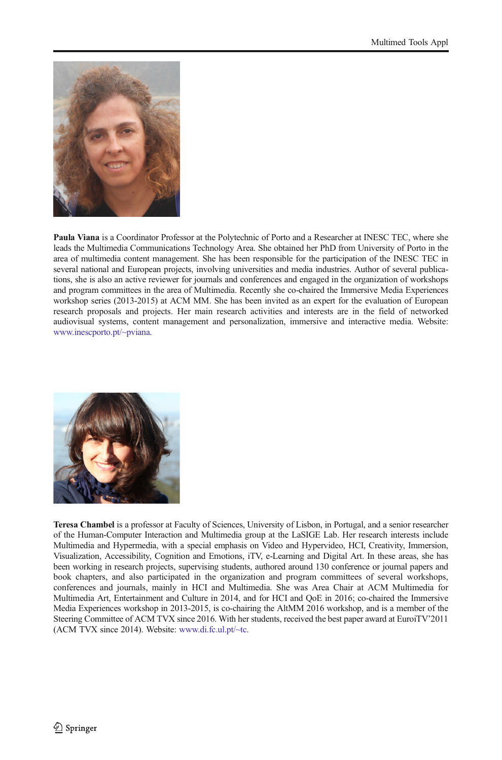**Paula Viana** is a Coordinator Professor at the Polytechnic of Porto and a Researcher at INESC TEC, where she leads the Multimedia Communications Technology Area. She obtained her PhD from University of Porto in the area of multimedia content management. She has been responsible for the participation of the INESC TEC in several national and European projects, involving universities and media industries. Author of several publications, she is also an active reviewer for journals and conferences and engaged in the organization of workshops and program committees in the area of Multimedia. Recently she co-chaired the Immersive Media Experiences workshop series (2013-2015) at ACM MM. She has been invited as an expert for the evaluation of European research proposals and projects. Her main research activities and interests are in the field of networked audiovisual systems, content management and personalization, immersive and interactive media. Website: www.inescporto.pt/~pviana.

**Teresa Chambel** is a professor at Faculty of Sciences, University of Lisbon, in Portugal, and a senior researcher of the Human-Computer Interaction and Multimedia group at the LaSIGE Lab. Her research interests include Multimedia and Hypermedia, with a special emphasis on Video and Hypervideo, HCI, Creativity, Immersion, Visualization, Accessibility, Cognition and Emotions, iTV, e-Learning and Digital Art. In these areas, she has been working in research projects, supervising students, authored around 130 conference or journal papers and book chapters, and also participated in the organization and program committees of several workshops, conferences and journals, mainly in HCI and Multimedia. She was Area Chair at ACM Multimedia for Multimedia Art, Entertainment and Culture in 2014, and for HCI and QoE in 2016; co-chaired the Immersive Media Experiences workshop in 2013-2015, is co-chairing the AltMM 2016 workshop, and is a member of the Steering Committee of ACM TVX since 2016. With her students, received the best paper award at EuroiTV'2011 (ACM TVX since 2014). Website: www.di.fc.ul.pt/~tc.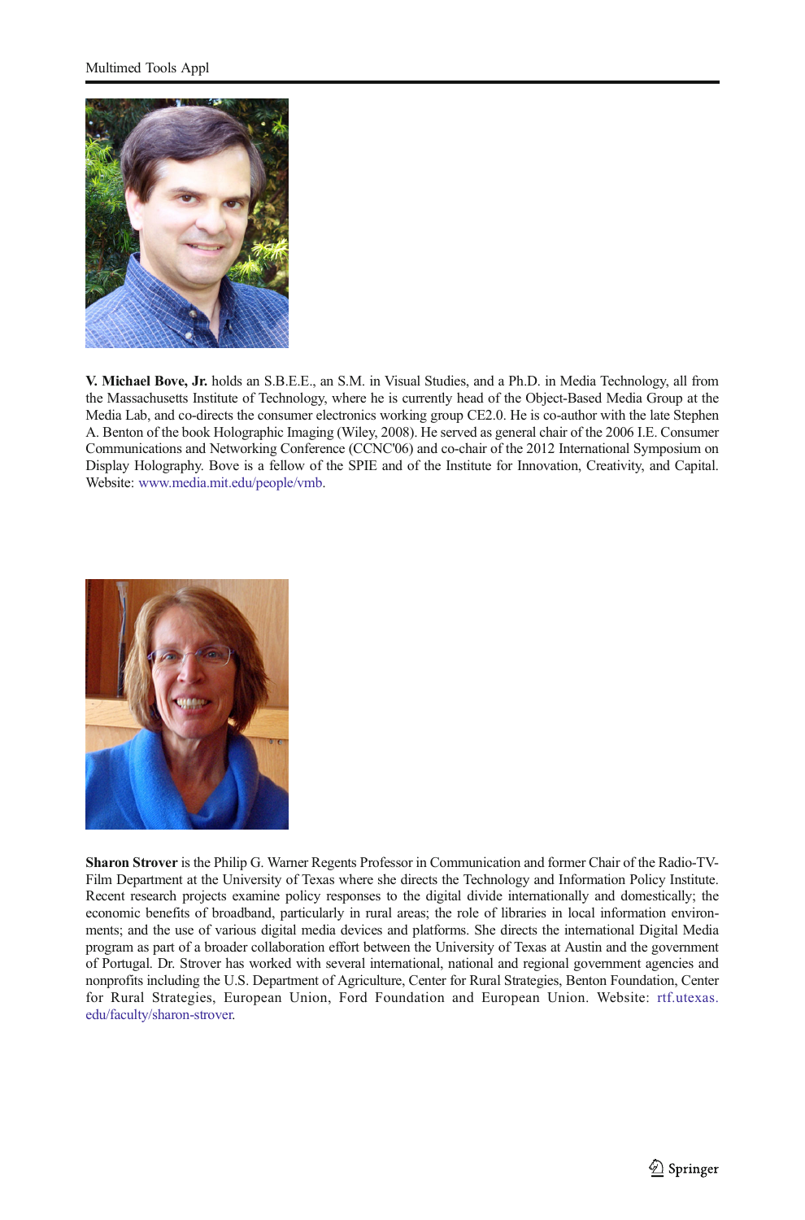**V. Michael Bove, Jr.** holds an S.B.E.E., an S.M. in Visual Studies, and a Ph.D. in Media Technology, all from the Massachusetts Institute of Technology, where he is currently head of the Object-Based Media Group at the Media Lab, and co-directs the consumer electronics working group CE2.0. He is co-author with the late Stephen A. Benton of the book Holographic Imaging (Wiley, 2008). He served as general chair of the 2006 I.E. Consumer Communications and Networking Conference (CCNC'06) and co-chair of the 2012 International Symposium on Display Holography. Bove is a fellow of the SPIE and of the Institute for Innovation, Creativity, and Capital. Website: www.media.mit.edu/people/vmb.

**Sharon Strover** is the Philip G. Warner Regents Professor in Communication and former Chair of the Radio-TV-Film Department at the University of Texas where she directs the Technology and Information Policy Institute. Recent research projects examine policy responses to the digital divide internationally and domestically; the economic benefits of broadband, particularly in rural areas; the role of libraries in local information environments; and the use of various digital media devices and platforms. She directs the international Digital Media program as part of a broader collaboration effort between the University of Texas at Austin and the government of Portugal. Dr. Strover has worked with several international, national and regional government agencies and nonprofits including the U.S. Department of Agriculture, Center for Rural Strategies, Benton Foundation, Center for Rural Strategies, European Union, Ford Foundation and European Union. Website: rtf.utexas.edu/faculty/sharon-strover.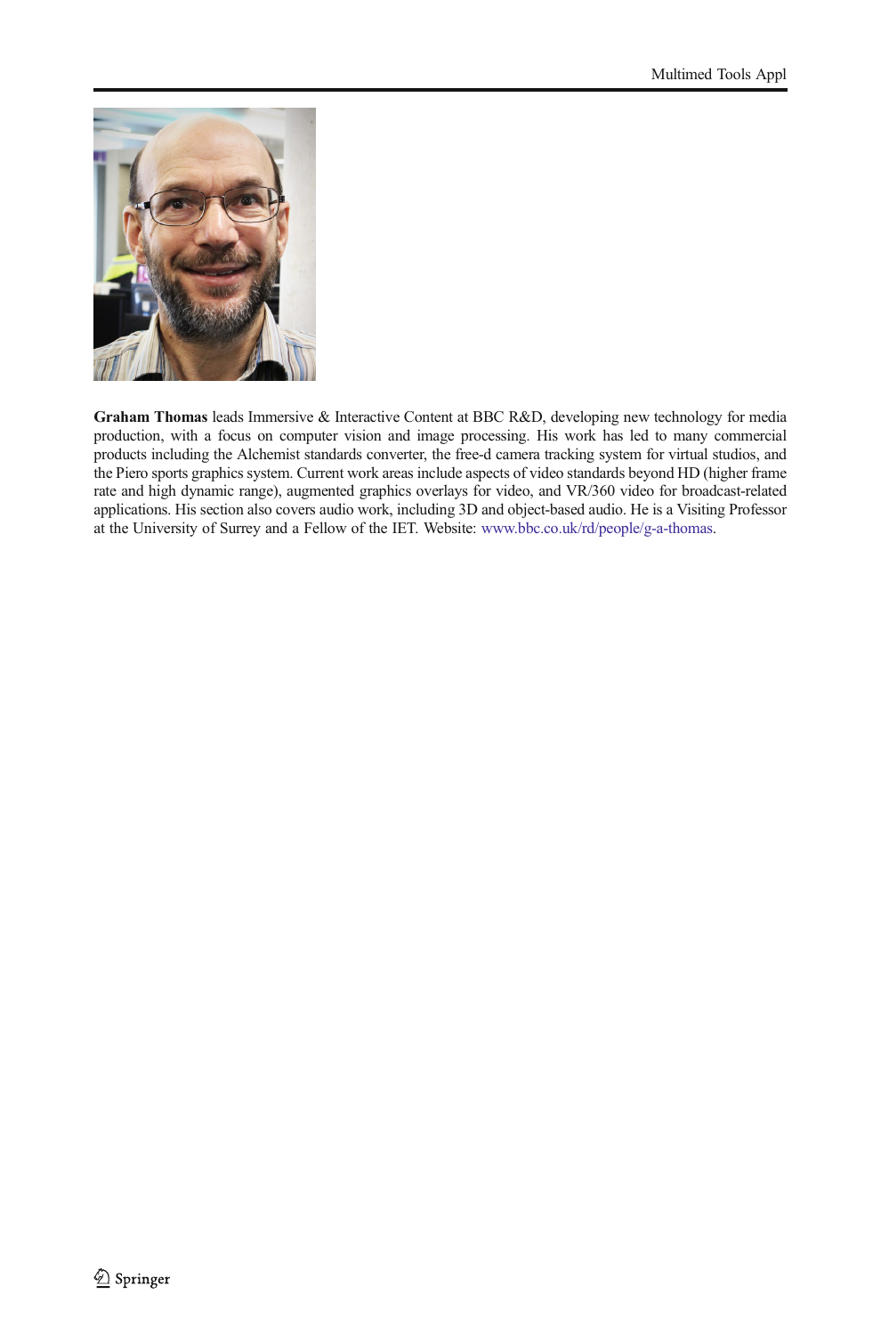**Graham Thomas** leads Immersive & Interactive Content at BBC R&D, developing new technology for media production, with a focus on computer vision and image processing. His work has led to many commercial products including the Alchemist standards converter, the free-d camera tracking system for virtual studios, and the Piero sports graphics system. Current work areas include aspects of video standards beyond HD (higher frame rate and high dynamic range), augmented graphics overlays for video, and VR/360 video for broadcast-related applications. His section also covers audio work, including 3D and object-based audio. He is a Visiting Professor at the University of Surrey and a Fellow of the IET. Website: www.bbc.co.uk/rd/people/g-a-thomas.